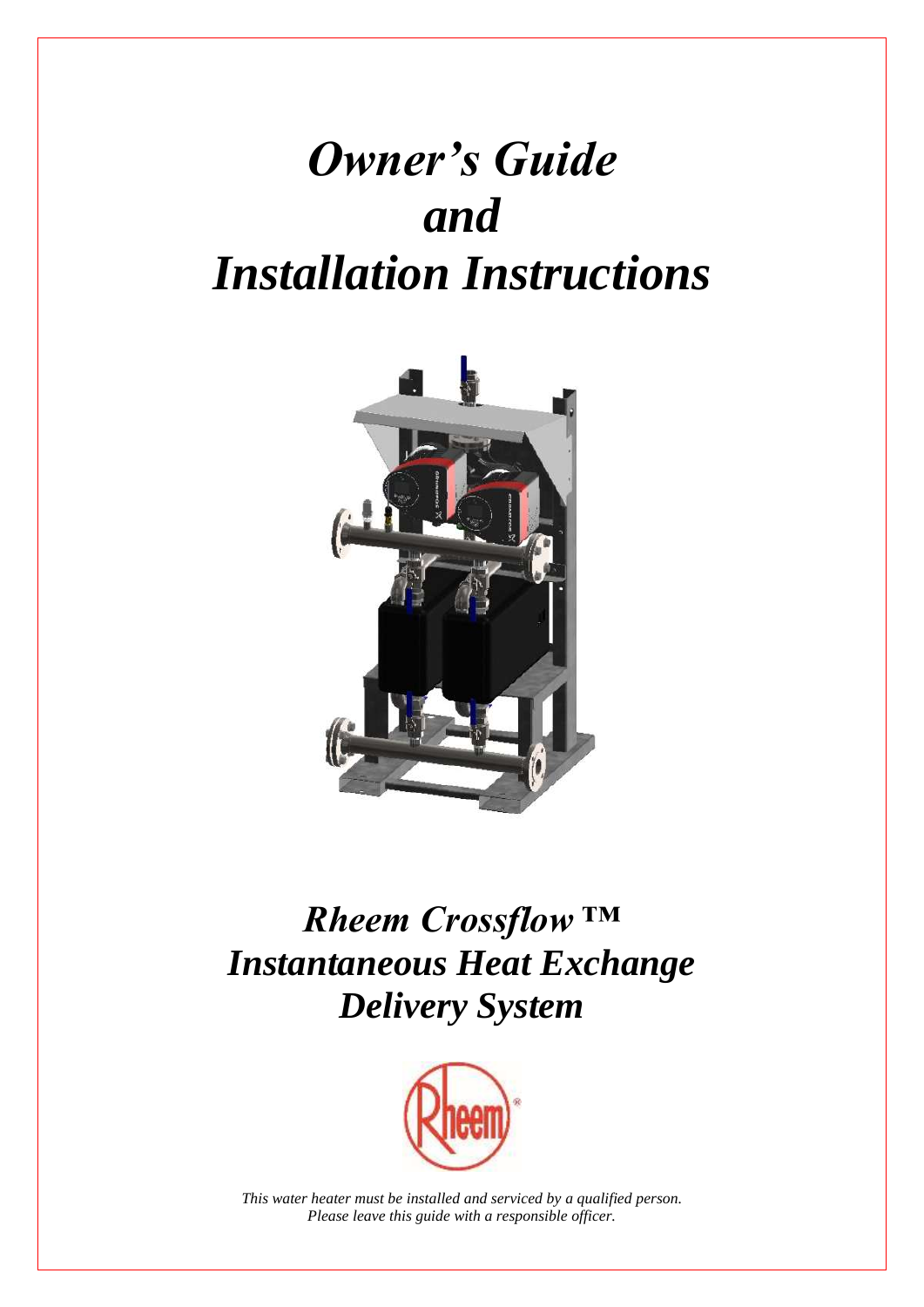# *Owner's Guide and Installation Instructions*

## *Rheem Crossflow ™ Instantaneous Heat Exchange Delivery System*

*This water heater must be installed and serviced by a qualified person.*
*Please leave this guide with a responsible officer.*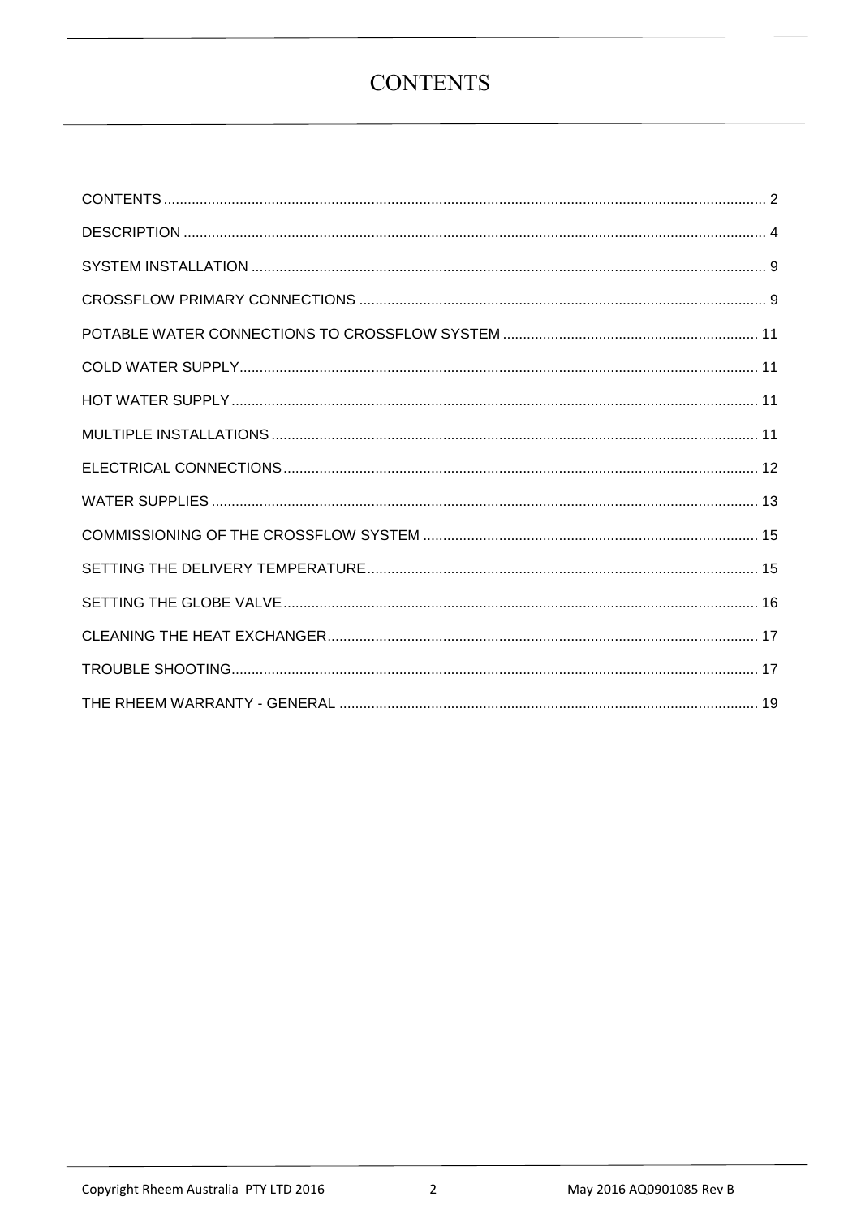# CONTENTS

CONTENTS ..................................................................................................................................... 2

DESCRIPTION ................................................................................................................................ 4

SYSTEM INSTALLATION ............................................................................................................... 9

CROSSFLOW PRIMARY CONNECTIONS .................................................................................... 9

POTABLE WATER CONNECTIONS TO CROSSFLOW SYSTEM ............................................... 11

COLD WATER SUPPLY................................................................................................................ 11

HOT WATER SUPPLY .................................................................................................................. 11

MULTIPLE INSTALLATIONS ........................................................................................................ 11

ELECTRICAL CONNECTIONS ..................................................................................................... 12

WATER SUPPLIES ....................................................................................................................... 13

COMMISSIONING OF THE CROSSFLOW SYSTEM .................................................................. 15

SETTING THE DELIVERY TEMPERATURE................................................................................ 15

SETTING THE GLOBE VALVE ..................................................................................................... 16

CLEANING THE HEAT EXCHANGER.......................................................................................... 17

TROUBLE SHOOTING.................................................................................................................. 17

THE RHEEM WARRANTY - GENERAL ....................................................................................... 19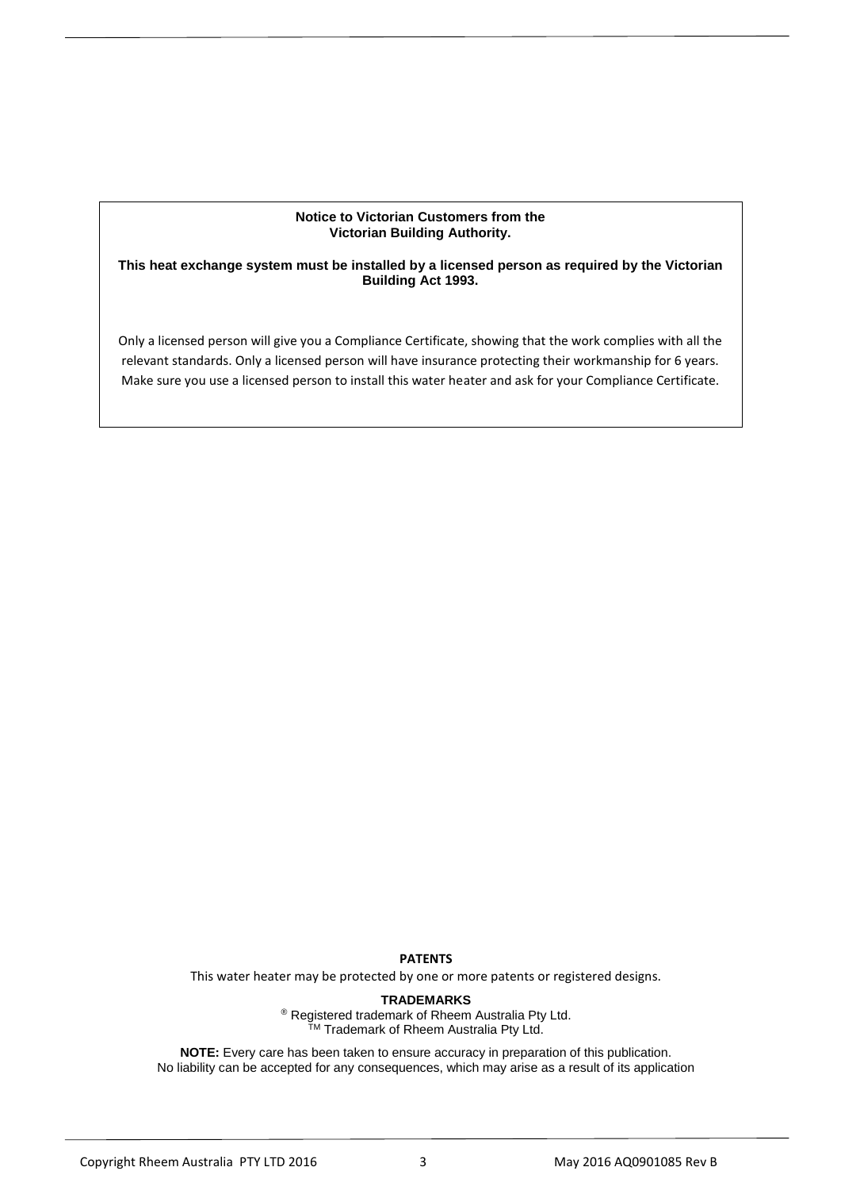**Notice to Victorian Customers from the Victorian Building Authority.**

**This heat exchange system must be installed by a licensed person as required by the Victorian Building Act 1993.**

Only a licensed person will give you a Compliance Certificate, showing that the work complies with all the relevant standards. Only a licensed person will have insurance protecting their workmanship for 6 years. Make sure you use a licensed person to install this water heater and ask for your Compliance Certificate.

**PATENTS**

This water heater may be protected by one or more patents or registered designs.

**TRADEMARKS**

® Registered trademark of Rheem Australia Pty Ltd.
™ Trademark of Rheem Australia Pty Ltd.

**NOTE:** Every care has been taken to ensure accuracy in preparation of this publication.
No liability can be accepted for any consequences, which may arise as a result of its application

Copyright Rheem Australia PTY LTD 2016 May 2016 AQ0901085 Rev B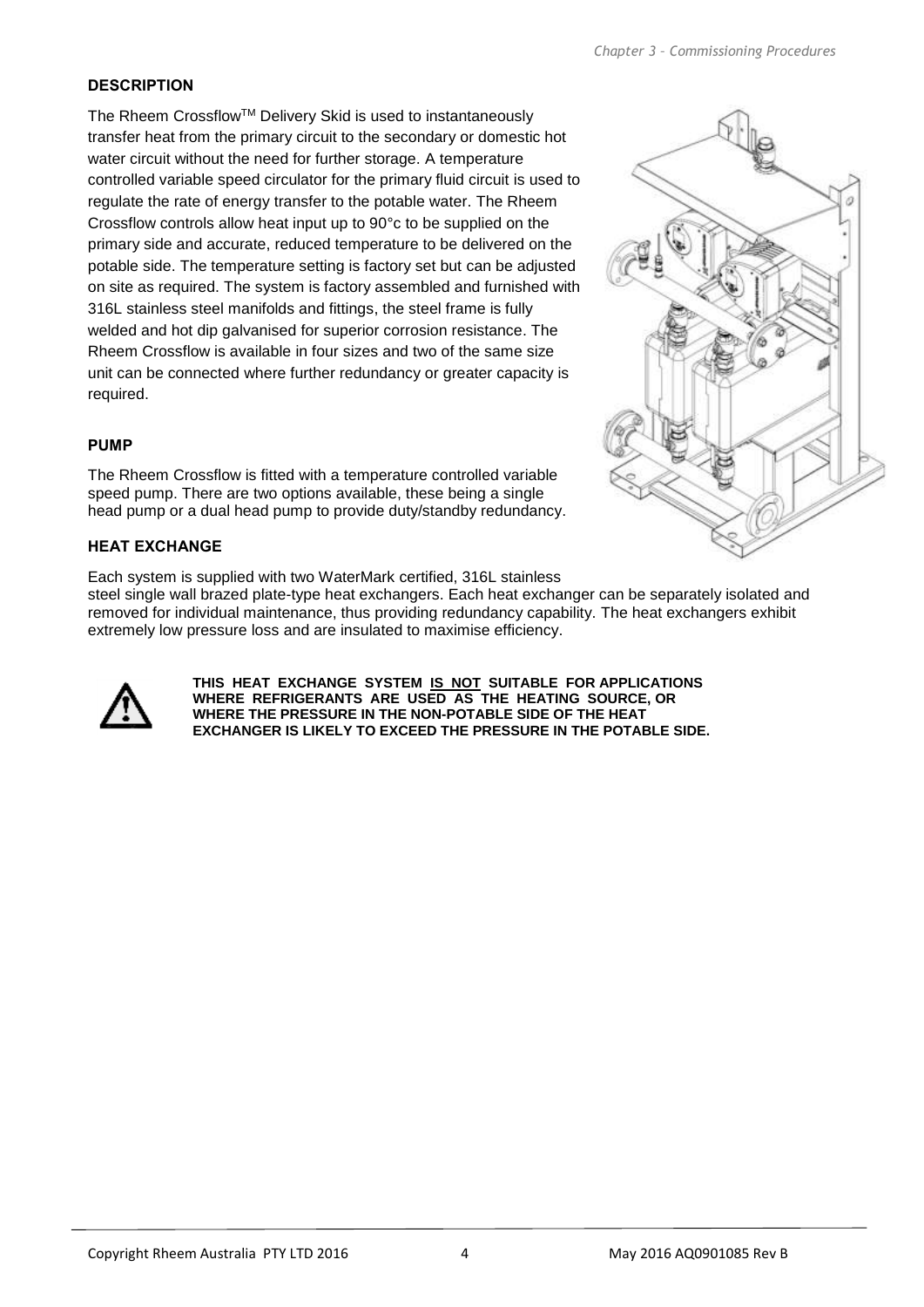## DESCRIPTION

The Rheem Crossflow™ Delivery Skid is used to instantaneously transfer heat from the primary circuit to the secondary or domestic hot water circuit without the need for further storage. A temperature controlled variable speed circulator for the primary fluid circuit is used to regulate the rate of energy transfer to the potable water. The Rheem Crossflow controls allow heat input up to 90°c to be supplied on the primary side and accurate, reduced temperature to be delivered on the potable side. The temperature setting is factory set but can be adjusted on site as required. The system is factory assembled and furnished with 316L stainless steel manifolds and fittings, the steel frame is fully welded and hot dip galvanised for superior corrosion resistance. The Rheem Crossflow is available in four sizes and two of the same size unit can be connected where further redundancy or greater capacity is required.

## PUMP

The Rheem Crossflow is fitted with a temperature controlled variable speed pump. There are two options available, these being a single head pump or a dual head pump to provide duty/standby redundancy.

## HEAT EXCHANGE

Each system is supplied with two WaterMark certified, 316L stainless steel single wall brazed plate-type heat exchangers. Each heat exchanger can be separately isolated and removed for individual maintenance, thus providing redundancy capability. The heat exchangers exhibit extremely low pressure loss and are insulated to maximise efficiency.

**THIS HEAT EXCHANGE SYSTEM IS NOT SUITABLE FOR APPLICATIONS WHERE REFRIGERANTS ARE USED AS THE HEATING SOURCE, OR WHERE THE PRESSURE IN THE NON-POTABLE SIDE OF THE HEAT EXCHANGER IS LIKELY TO EXCEED THE PRESSURE IN THE POTABLE SIDE.**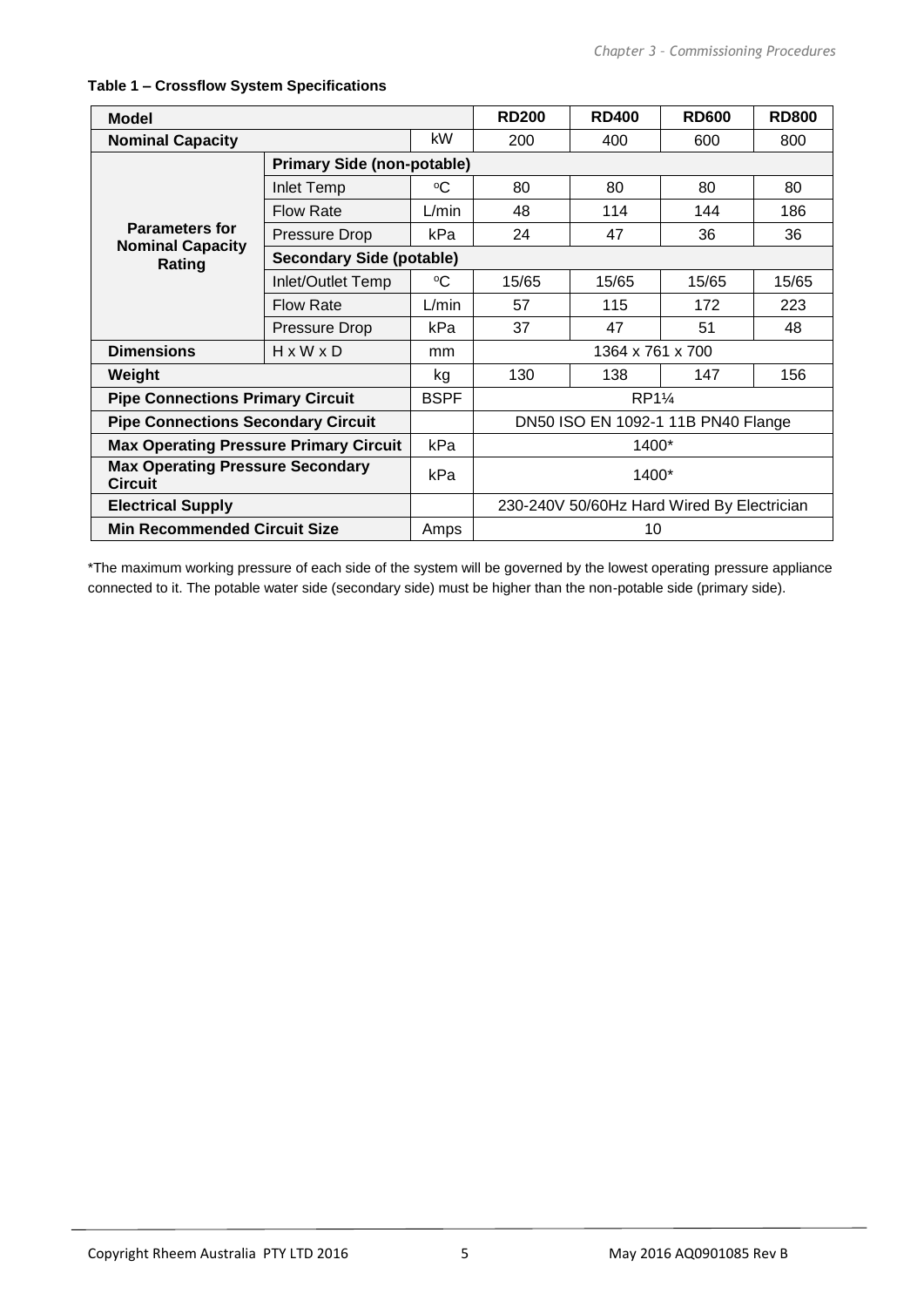**Table 1 – Crossflow System Specifications**

| **Model** | | | **RD200** | **RD400** | **RD600** | **RD800** |
|---|---|---|---|---|---|---|
| **Nominal Capacity** | | kW | 200 | 400 | 600 | 800 |
| **Parameters for Nominal Capacity Rating** | **Primary Side (non-potable)** | | | | | |
| | Inlet Temp | ºC | 80 | 80 | 80 | 80 |
| | Flow Rate | L/min | 48 | 114 | 144 | 186 |
| | Pressure Drop | kPa | 24 | 47 | 36 | 36 |
| | **Secondary Side (potable)** | | | | | |
| | Inlet/Outlet Temp | ºC | 15/65 | 15/65 | 15/65 | 15/65 |
| | Flow Rate | L/min | 57 | 115 | 172 | 223 |
| | Pressure Drop | kPa | 37 | 47 | 51 | 48 |
| **Dimensions** | H x W x D | mm | 1364 x 761 x 700 | | | |
| **Weight** | | kg | 130 | 138 | 147 | 156 |
| **Pipe Connections Primary Circuit** | | BSPF | RP1¼ | | | |
| **Pipe Connections Secondary Circuit** | | | DN50 ISO EN 1092-1 11B PN40 Flange | | | |
| **Max Operating Pressure Primary Circuit** | | kPa | 1400* | | | |
| **Max Operating Pressure Secondary Circuit** | | kPa | 1400* | | | |
| **Electrical Supply** | | | 230-240V 50/60Hz Hard Wired By Electrician | | | |
| **Min Recommended Circuit Size** | | Amps | 10 | | | |

*The maximum working pressure of each side of the system will be governed by the lowest operating pressure appliance connected to it. The potable water side (secondary side) must be higher than the non-potable side (primary side).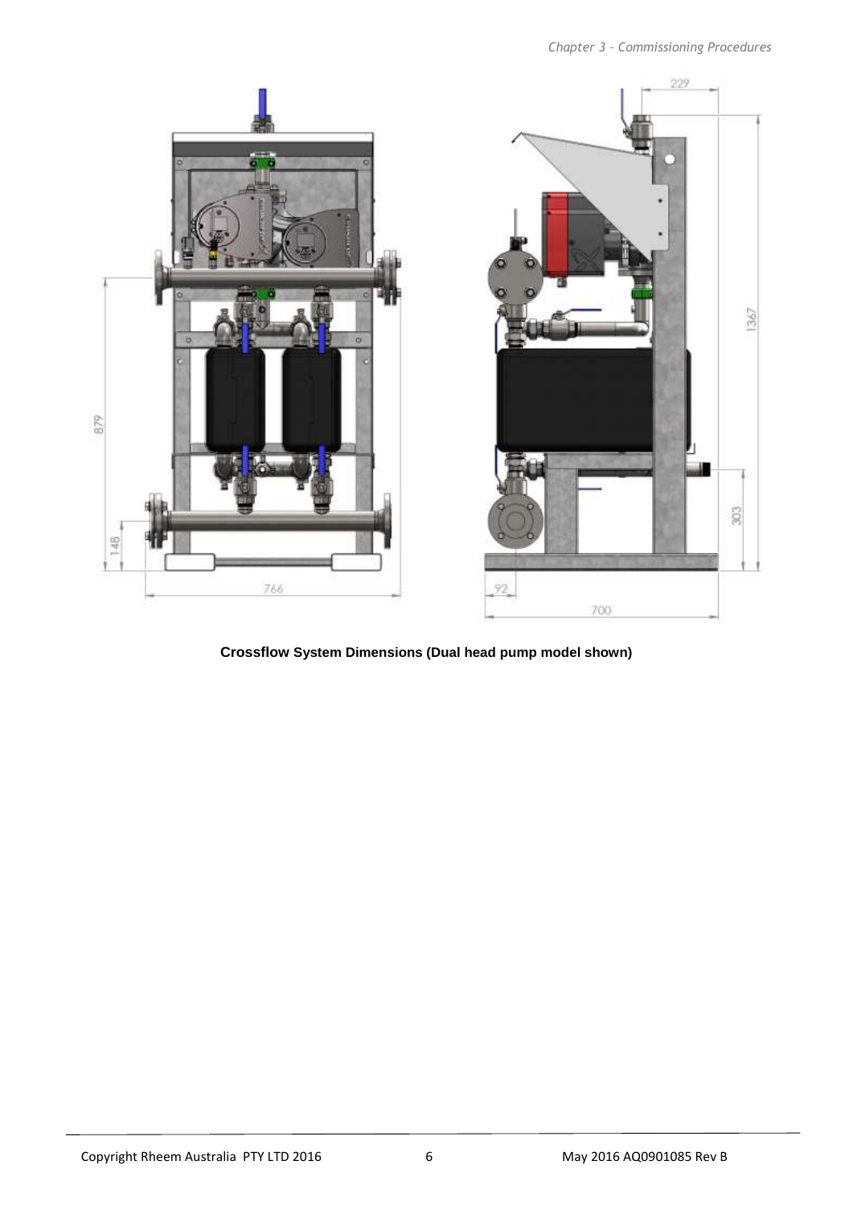229

1367

879

148

303

766

92

700

**Crossflow System Dimensions (Dual head pump model shown)**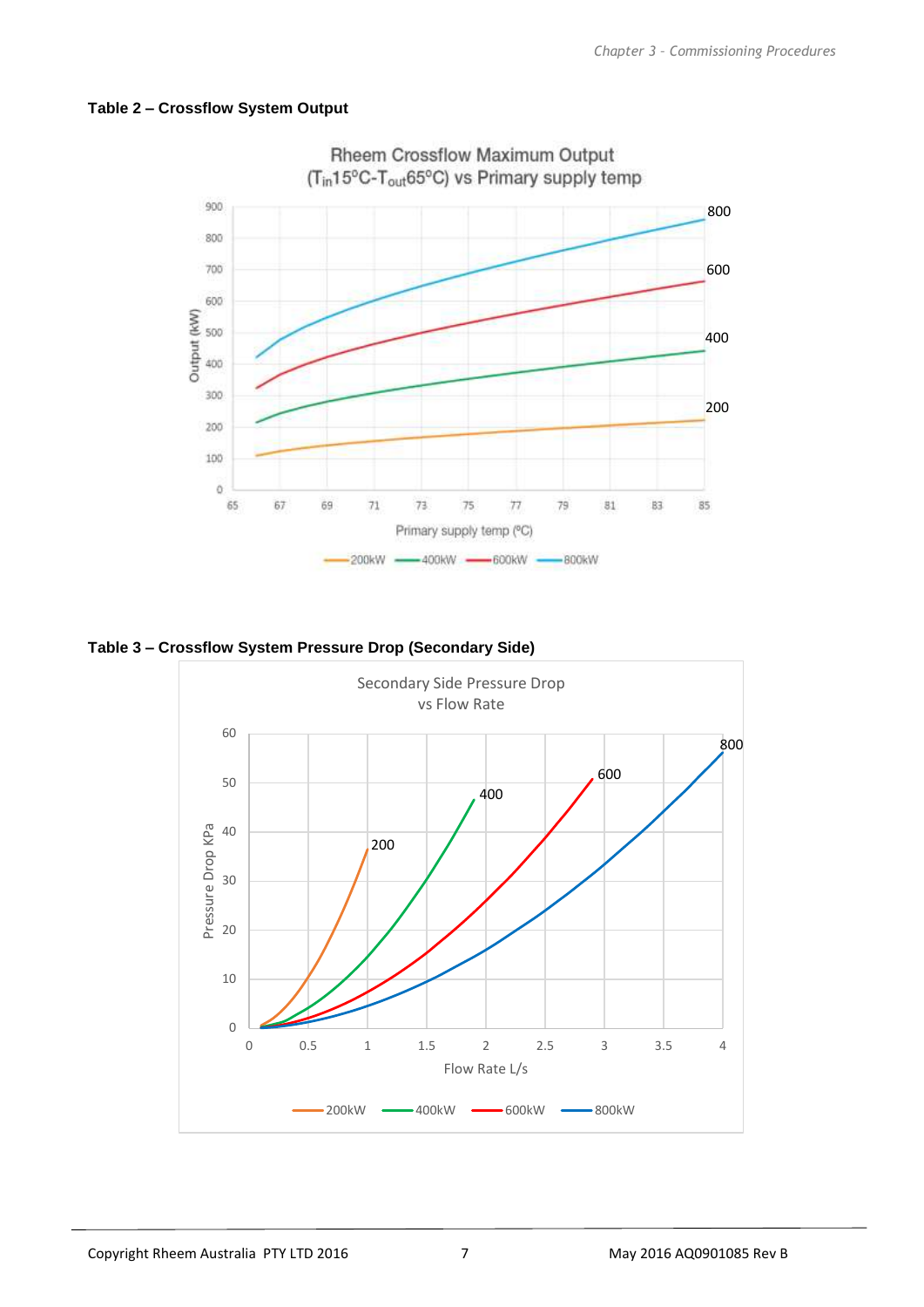**Table 2 – Crossflow System Output**

Rheem Crossflow Maximum Output
($T_{in}$15°C-$T_{out}$65°C) vs Primary supply temp

Output (kW)

900
800
700
600
500
400
300
200
100
0

65 67 69 71 73 75 77 79 81 83 85

Primary supply temp (°C)

800
600
400
200

200kW 400kW 600kW 800kW

**Table 3 – Crossflow System Pressure Drop (Secondary Side)**

Secondary Side Pressure Drop
vs Flow Rate

Pressure Drop KPa

60
50
40
30
20
10
0

0 0.5 1 1.5 2 2.5 3 3.5 4

Flow Rate L/s

200
400
600
800

200kW 400kW 600kW 800kW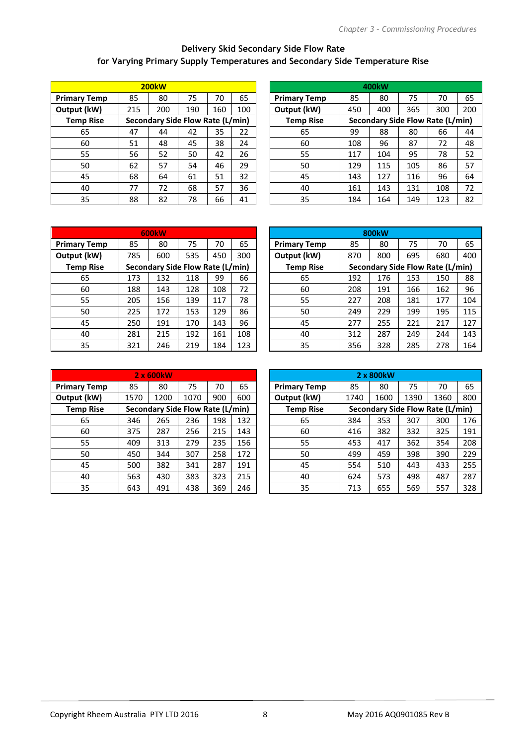## Delivery Skid Secondary Side Flow Rate for Varying Primary Supply Temperatures and Secondary Side Temperature Rise

| 200kW | | | | | |
|---|---|---|---|---|---|
| **Primary Temp** | 85 | 80 | 75 | 70 | 65 |
| **Output (kW)** | 215 | 200 | 190 | 160 | 100 |
| **Temp Rise** | **Secondary Side Flow Rate (L/min)** | | | | |
| 65 | 47 | 44 | 42 | 35 | 22 |
| 60 | 51 | 48 | 45 | 38 | 24 |
| 55 | 56 | 52 | 50 | 42 | 26 |
| 50 | 62 | 57 | 54 | 46 | 29 |
| 45 | 68 | 64 | 61 | 51 | 32 |
| 40 | 77 | 72 | 68 | 57 | 36 |
| 35 | 88 | 82 | 78 | 66 | 41 |

| 400kW | | | | | |
|---|---|---|---|---|---|
| **Primary Temp** | 85 | 80 | 75 | 70 | 65 |
| **Output (kW)** | 450 | 400 | 365 | 300 | 200 |
| **Temp Rise** | **Secondary Side Flow Rate (L/min)** | | | | |
| 65 | 99 | 88 | 80 | 66 | 44 |
| 60 | 108 | 96 | 87 | 72 | 48 |
| 55 | 117 | 104 | 95 | 78 | 52 |
| 50 | 129 | 115 | 105 | 86 | 57 |
| 45 | 143 | 127 | 116 | 96 | 64 |
| 40 | 161 | 143 | 131 | 108 | 72 |
| 35 | 184 | 164 | 149 | 123 | 82 |

| 600kW | | | | | |
|---|---|---|---|---|---|
| **Primary Temp** | 85 | 80 | 75 | 70 | 65 |
| **Output (kW)** | 785 | 600 | 535 | 450 | 300 |
| **Temp Rise** | **Secondary Side Flow Rate (L/min)** | | | | |
| 65 | 173 | 132 | 118 | 99 | 66 |
| 60 | 188 | 143 | 128 | 108 | 72 |
| 55 | 205 | 156 | 139 | 117 | 78 |
| 50 | 225 | 172 | 153 | 129 | 86 |
| 45 | 250 | 191 | 170 | 143 | 96 |
| 40 | 281 | 215 | 192 | 161 | 108 |
| 35 | 321 | 246 | 219 | 184 | 123 |

| 800kW | | | | | |
|---|---|---|---|---|---|
| **Primary Temp** | 85 | 80 | 75 | 70 | 65 |
| **Output (kW)** | 870 | 800 | 695 | 680 | 400 |
| **Temp Rise** | **Secondary Side Flow Rate (L/min)** | | | | |
| 65 | 192 | 176 | 153 | 150 | 88 |
| 60 | 208 | 191 | 166 | 162 | 96 |
| 55 | 227 | 208 | 181 | 177 | 104 |
| 50 | 249 | 229 | 199 | 195 | 115 |
| 45 | 277 | 255 | 221 | 217 | 127 |
| 40 | 312 | 287 | 249 | 244 | 143 |
| 35 | 356 | 328 | 285 | 278 | 164 |

| 2 x 600kW | | | | | |
|---|---|---|---|---|---|
| **Primary Temp** | 85 | 80 | 75 | 70 | 65 |
| **Output (kW)** | 1570 | 1200 | 1070 | 900 | 600 |
| **Temp Rise** | **Secondary Side Flow Rate (L/min)** | | | | |
| 65 | 346 | 265 | 236 | 198 | 132 |
| 60 | 375 | 287 | 256 | 215 | 143 |
| 55 | 409 | 313 | 279 | 235 | 156 |
| 50 | 450 | 344 | 307 | 258 | 172 |
| 45 | 500 | 382 | 341 | 287 | 191 |
| 40 | 563 | 430 | 383 | 323 | 215 |
| 35 | 643 | 491 | 438 | 369 | 246 |

| 2 x 800kW | | | | | |
|---|---|---|---|---|---|
| **Primary Temp** | 85 | 80 | 75 | 70 | 65 |
| **Output (kW)** | 1740 | 1600 | 1390 | 1360 | 800 |
| **Temp Rise** | **Secondary Side Flow Rate (L/min)** | | | | |
| 65 | 384 | 353 | 307 | 300 | 176 |
| 60 | 416 | 382 | 332 | 325 | 191 |
| 55 | 453 | 417 | 362 | 354 | 208 |
| 50 | 499 | 459 | 398 | 390 | 229 |
| 45 | 554 | 510 | 443 | 433 | 255 |
| 40 | 624 | 573 | 498 | 487 | 287 |
| 35 | 713 | 655 | 569 | 557 | 328 |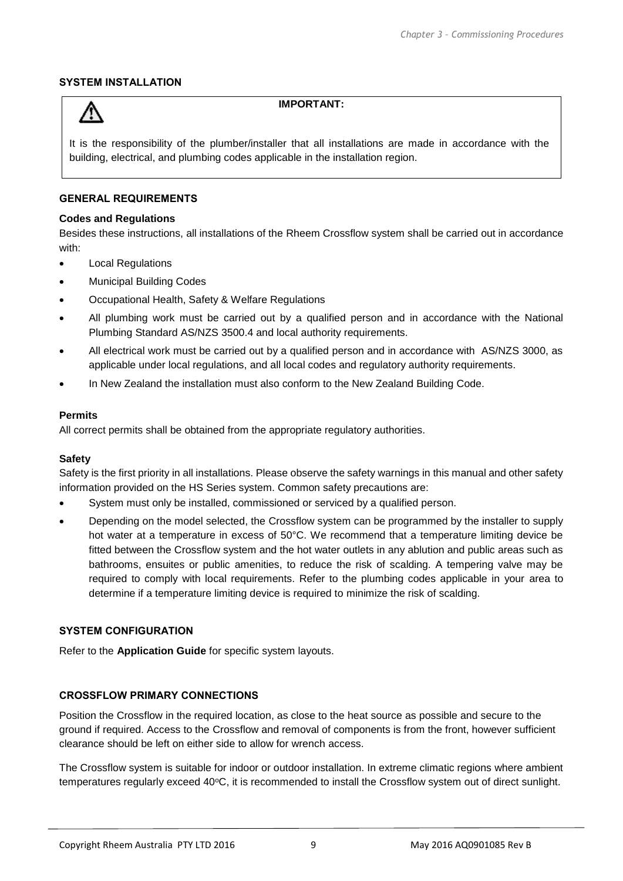## SYSTEM INSTALLATION

> ⚠ **IMPORTANT:**
>
> It is the responsibility of the plumber/installer that all installations are made in accordance with the building, electrical, and plumbing codes applicable in the installation region.

### GENERAL REQUIREMENTS

**Codes and Regulations**

Besides these instructions, all installations of the Rheem Crossflow system shall be carried out in accordance with:

- Local Regulations
- Municipal Building Codes
- Occupational Health, Safety & Welfare Regulations
- All plumbing work must be carried out by a qualified person and in accordance with the National Plumbing Standard AS/NZS 3500.4 and local authority requirements.
- All electrical work must be carried out by a qualified person and in accordance with AS/NZS 3000, as applicable under local regulations, and all local codes and regulatory authority requirements.
- In New Zealand the installation must also conform to the New Zealand Building Code.

**Permits**

All correct permits shall be obtained from the appropriate regulatory authorities.

**Safety**

Safety is the first priority in all installations. Please observe the safety warnings in this manual and other safety information provided on the HS Series system. Common safety precautions are:

- System must only be installed, commissioned or serviced by a qualified person.
- Depending on the model selected, the Crossflow system can be programmed by the installer to supply hot water at a temperature in excess of 50°C. We recommend that a temperature limiting device be fitted between the Crossflow system and the hot water outlets in any ablution and public areas such as bathrooms, ensuites or public amenities, to reduce the risk of scalding. A tempering valve may be required to comply with local requirements. Refer to the plumbing codes applicable in your area to determine if a temperature limiting device is required to minimize the risk of scalding.

### SYSTEM CONFIGURATION

Refer to the **Application Guide** for specific system layouts.

### CROSSFLOW PRIMARY CONNECTIONS

Position the Crossflow in the required location, as close to the heat source as possible and secure to the ground if required. Access to the Crossflow and removal of components is from the front, however sufficient clearance should be left on either side to allow for wrench access.

The Crossflow system is suitable for indoor or outdoor installation. In extreme climatic regions where ambient temperatures regularly exceed 40°C, it is recommended to install the Crossflow system out of direct sunlight.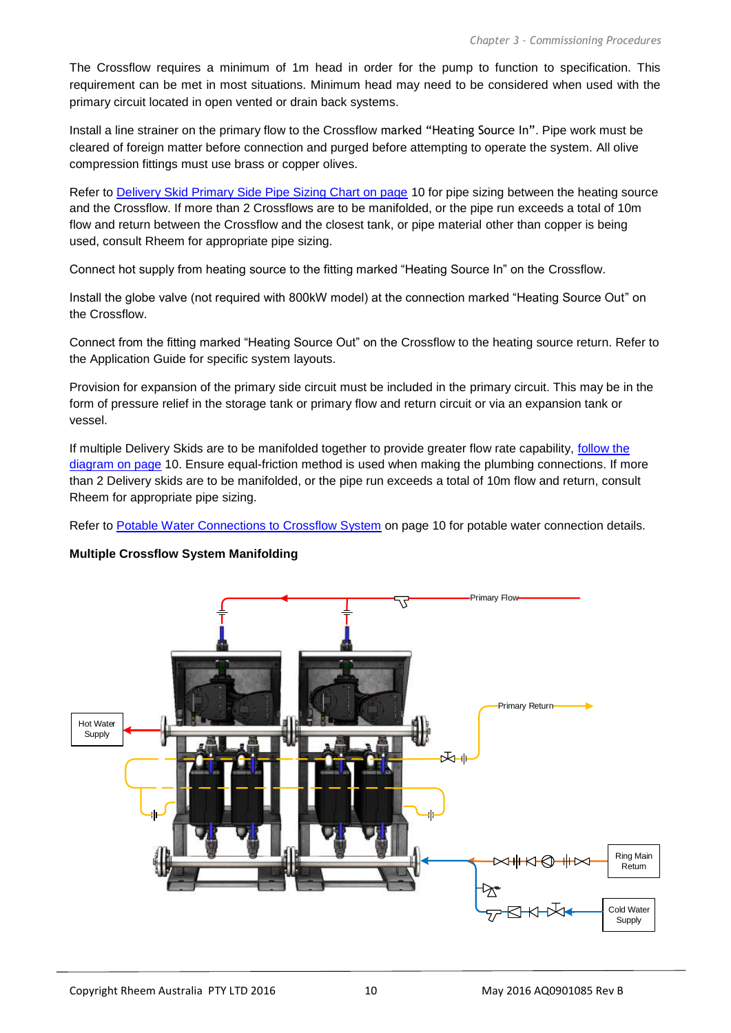The Crossflow requires a minimum of 1m head in order for the pump to function to specification. This requirement can be met in most situations. Minimum head may need to be considered when used with the primary circuit located in open vented or drain back systems.

Install a line strainer on the primary flow to the Crossflow marked "Heating Source In". Pipe work must be cleared of foreign matter before connection and purged before attempting to operate the system. All olive compression fittings must use brass or copper olives.

Refer to Delivery Skid Primary Side Pipe Sizing Chart on page 10 for pipe sizing between the heating source and the Crossflow. If more than 2 Crossflows are to be manifolded, or the pipe run exceeds a total of 10m flow and return between the Crossflow and the closest tank, or pipe material other than copper is being used, consult Rheem for appropriate pipe sizing.

Connect hot supply from heating source to the fitting marked "Heating Source In" on the Crossflow.

Install the globe valve (not required with 800kW model) at the connection marked "Heating Source Out" on the Crossflow.

Connect from the fitting marked "Heating Source Out" on the Crossflow to the heating source return. Refer to the Application Guide for specific system layouts.

Provision for expansion of the primary side circuit must be included in the primary circuit. This may be in the form of pressure relief in the storage tank or primary flow and return circuit or via an expansion tank or vessel.

If multiple Delivery Skids are to be manifolded together to provide greater flow rate capability, follow the diagram on page 10. Ensure equal-friction method is used when making the plumbing connections. If more than 2 Delivery skids are to be manifolded, or the pipe run exceeds a total of 10m flow and return, consult Rheem for appropriate pipe sizing.

Refer to Potable Water Connections to Crossflow System on page 10 for potable water connection details.

**Multiple Crossflow System Manifolding**

Primary Flow

Primary Return

Hot Water Supply

Ring Main Return

Cold Water Supply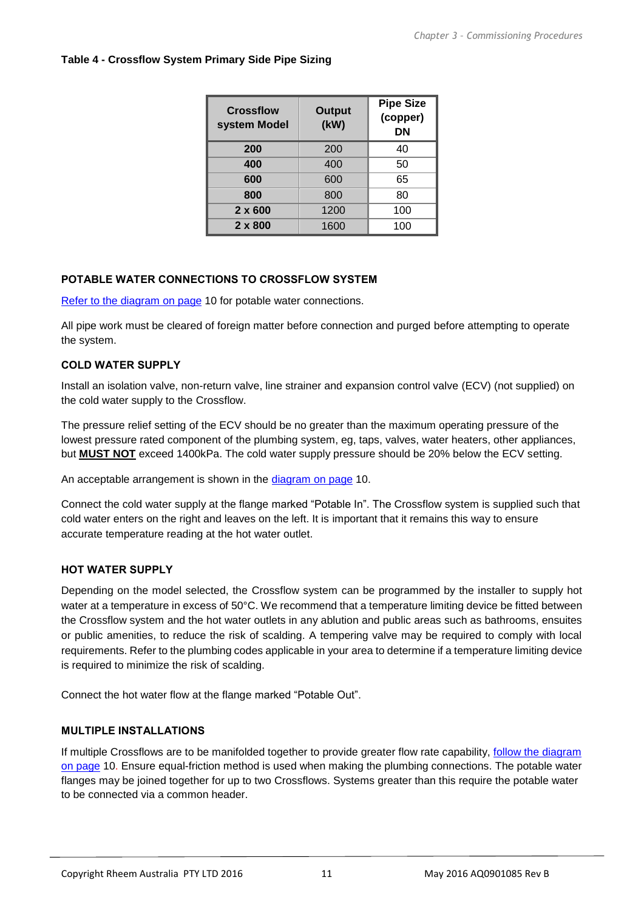**Table 4 - Crossflow System Primary Side Pipe Sizing**

| Crossflow system Model | Output (kW) | Pipe Size (copper) DN |
|---|---|---|
| **200** | 200 | 40 |
| **400** | 400 | 50 |
| **600** | 600 | 65 |
| **800** | 800 | 80 |
| **2 x 600** | 1200 | 100 |
| **2 x 800** | 1600 | 100 |

### POTABLE WATER CONNECTIONS TO CROSSFLOW SYSTEM

Refer to the diagram on page 10 for potable water connections.

All pipe work must be cleared of foreign matter before connection and purged before attempting to operate the system.

### COLD WATER SUPPLY

Install an isolation valve, non-return valve, line strainer and expansion control valve (ECV) (not supplied) on the cold water supply to the Crossflow.

The pressure relief setting of the ECV should be no greater than the maximum operating pressure of the lowest pressure rated component of the plumbing system, eg, taps, valves, water heaters, other appliances, but **MUST NOT** exceed 1400kPa. The cold water supply pressure should be 20% below the ECV setting.

An acceptable arrangement is shown in the diagram on page 10.

Connect the cold water supply at the flange marked "Potable In". The Crossflow system is supplied such that cold water enters on the right and leaves on the left. It is important that it remains this way to ensure accurate temperature reading at the hot water outlet.

### HOT WATER SUPPLY

Depending on the model selected, the Crossflow system can be programmed by the installer to supply hot water at a temperature in excess of 50°C. We recommend that a temperature limiting device be fitted between the Crossflow system and the hot water outlets in any ablution and public areas such as bathrooms, ensuites or public amenities, to reduce the risk of scalding. A tempering valve may be required to comply with local requirements. Refer to the plumbing codes applicable in your area to determine if a temperature limiting device is required to minimize the risk of scalding.

Connect the hot water flow at the flange marked "Potable Out".

### MULTIPLE INSTALLATIONS

If multiple Crossflows are to be manifolded together to provide greater flow rate capability, follow the diagram on page 10. Ensure equal-friction method is used when making the plumbing connections. The potable water flanges may be joined together for up to two Crossflows. Systems greater than this require the potable water to be connected via a common header.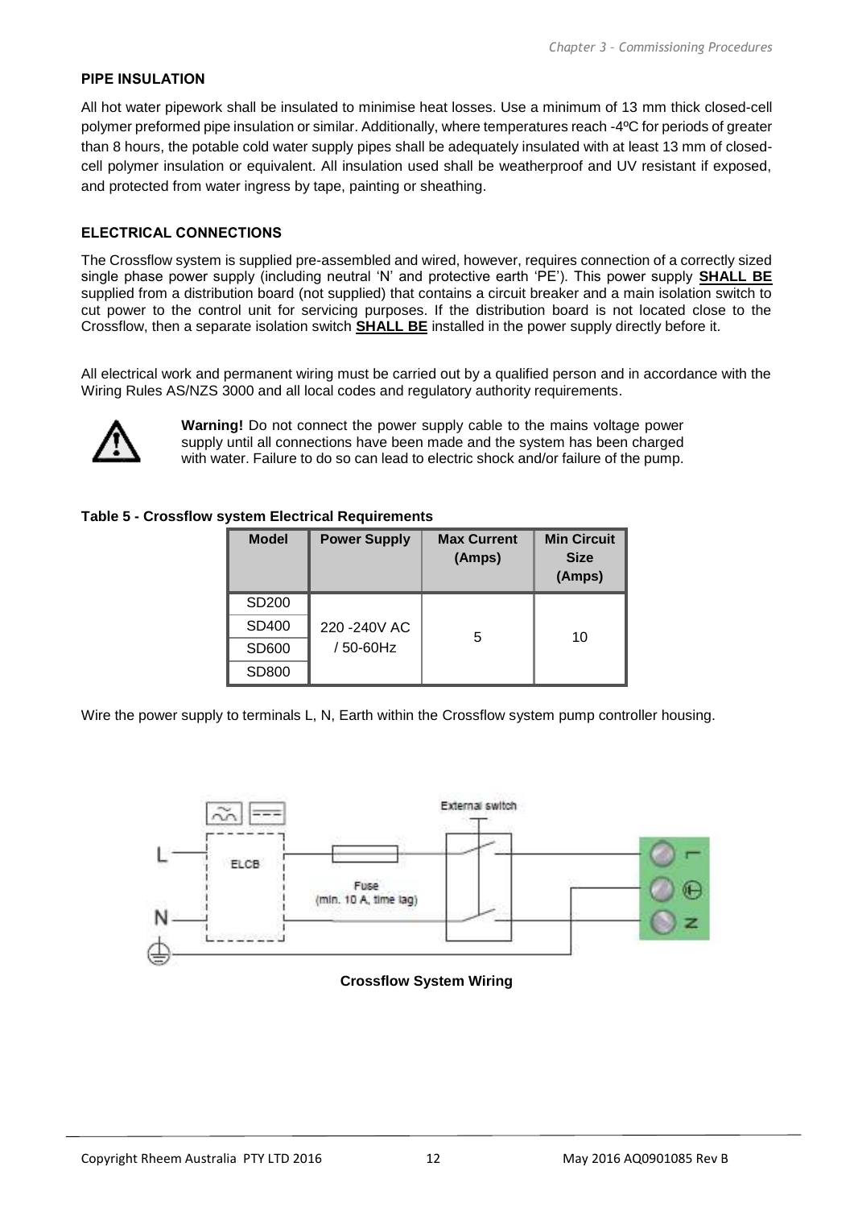## PIPE INSULATION

All hot water pipework shall be insulated to minimise heat losses. Use a minimum of 13 mm thick closed-cell polymer preformed pipe insulation or similar. Additionally, where temperatures reach -4ºC for periods of greater than 8 hours, the potable cold water supply pipes shall be adequately insulated with at least 13 mm of closed-cell polymer insulation or equivalent. All insulation used shall be weatherproof and UV resistant if exposed, and protected from water ingress by tape, painting or sheathing.

## ELECTRICAL CONNECTIONS

The Crossflow system is supplied pre-assembled and wired, however, requires connection of a correctly sized single phase power supply (including neutral 'N' and protective earth 'PE'). This power supply **SHALL BE** supplied from a distribution board (not supplied) that contains a circuit breaker and a main isolation switch to cut power to the control unit for servicing purposes. If the distribution board is not located close to the Crossflow, then a separate isolation switch **SHALL BE** installed in the power supply directly before it.

All electrical work and permanent wiring must be carried out by a qualified person and in accordance with the Wiring Rules AS/NZS 3000 and all local codes and regulatory authority requirements.

**Warning!** Do not connect the power supply cable to the mains voltage power supply until all connections have been made and the system has been charged with water. Failure to do so can lead to electric shock and/or failure of the pump.

**Table 5 - Crossflow system Electrical Requirements**

| Model | Power Supply | Max Current (Amps) | Min Circuit Size (Amps) |
|---|---|---|---|
| SD200 | 220 -240V AC / 50-60Hz | 5 | 10 |
| SD400 | | | |
| SD600 | | | |
| SD800 | | | |

Wire the power supply to terminals L, N, Earth within the Crossflow system pump controller housing.

External switch

L

N

ELCB

Fuse
(min. 10 A, time lag)

**Crossflow System Wiring**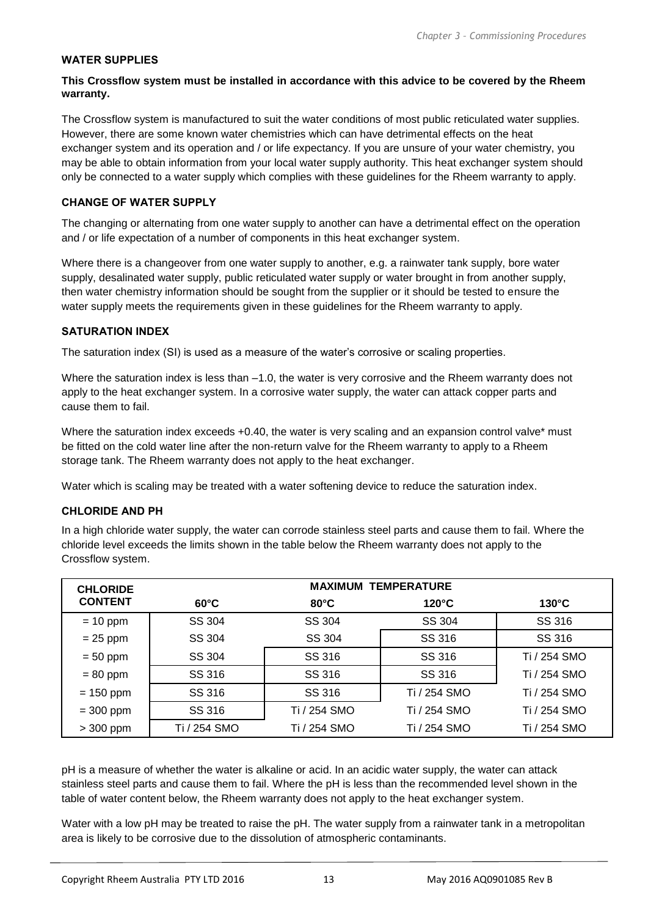## WATER SUPPLIES

**This Crossflow system must be installed in accordance with this advice to be covered by the Rheem warranty.**

The Crossflow system is manufactured to suit the water conditions of most public reticulated water supplies. However, there are some known water chemistries which can have detrimental effects on the heat exchanger system and its operation and / or life expectancy. If you are unsure of your water chemistry, you may be able to obtain information from your local water supply authority. This heat exchanger system should only be connected to a water supply which complies with these guidelines for the Rheem warranty to apply.

## CHANGE OF WATER SUPPLY

The changing or alternating from one water supply to another can have a detrimental effect on the operation and / or life expectation of a number of components in this heat exchanger system.

Where there is a changeover from one water supply to another, e.g. a rainwater tank supply, bore water supply, desalinated water supply, public reticulated water supply or water brought in from another supply, then water chemistry information should be sought from the supplier or it should be tested to ensure the water supply meets the requirements given in these guidelines for the Rheem warranty to apply.

## SATURATION INDEX

The saturation index (SI) is used as a measure of the water's corrosive or scaling properties.

Where the saturation index is less than –1.0, the water is very corrosive and the Rheem warranty does not apply to the heat exchanger system. In a corrosive water supply, the water can attack copper parts and cause them to fail.

Where the saturation index exceeds +0.40, the water is very scaling and an expansion control valve* must be fitted on the cold water line after the non-return valve for the Rheem warranty to apply to a Rheem storage tank. The Rheem warranty does not apply to the heat exchanger.

Water which is scaling may be treated with a water softening device to reduce the saturation index.

## CHLORIDE AND PH

In a high chloride water supply, the water can corrode stainless steel parts and cause them to fail. Where the chloride level exceeds the limits shown in the table below the Rheem warranty does not apply to the Crossflow system.

| CHLORIDE CONTENT | MAXIMUM TEMPERATURE | | | |
|---|---|---|---|---|
| | 60°C | 80°C | 120°C | 130°C |
| = 10 ppm | SS 304 | SS 304 | SS 304 | SS 316 |
| = 25 ppm | SS 304 | SS 304 | SS 316 | SS 316 |
| = 50 ppm | SS 304 | SS 316 | SS 316 | Ti / 254 SMO |
| = 80 ppm | SS 316 | SS 316 | SS 316 | Ti / 254 SMO |
| = 150 ppm | SS 316 | SS 316 | Ti / 254 SMO | Ti / 254 SMO |
| = 300 ppm | SS 316 | Ti / 254 SMO | Ti / 254 SMO | Ti / 254 SMO |
| > 300 ppm | Ti / 254 SMO | Ti / 254 SMO | Ti / 254 SMO | Ti / 254 SMO |

pH is a measure of whether the water is alkaline or acid. In an acidic water supply, the water can attack stainless steel parts and cause them to fail. Where the pH is less than the recommended level shown in the table of water content below, the Rheem warranty does not apply to the heat exchanger system.

Water with a low pH may be treated to raise the pH. The water supply from a rainwater tank in a metropolitan area is likely to be corrosive due to the dissolution of atmospheric contaminants.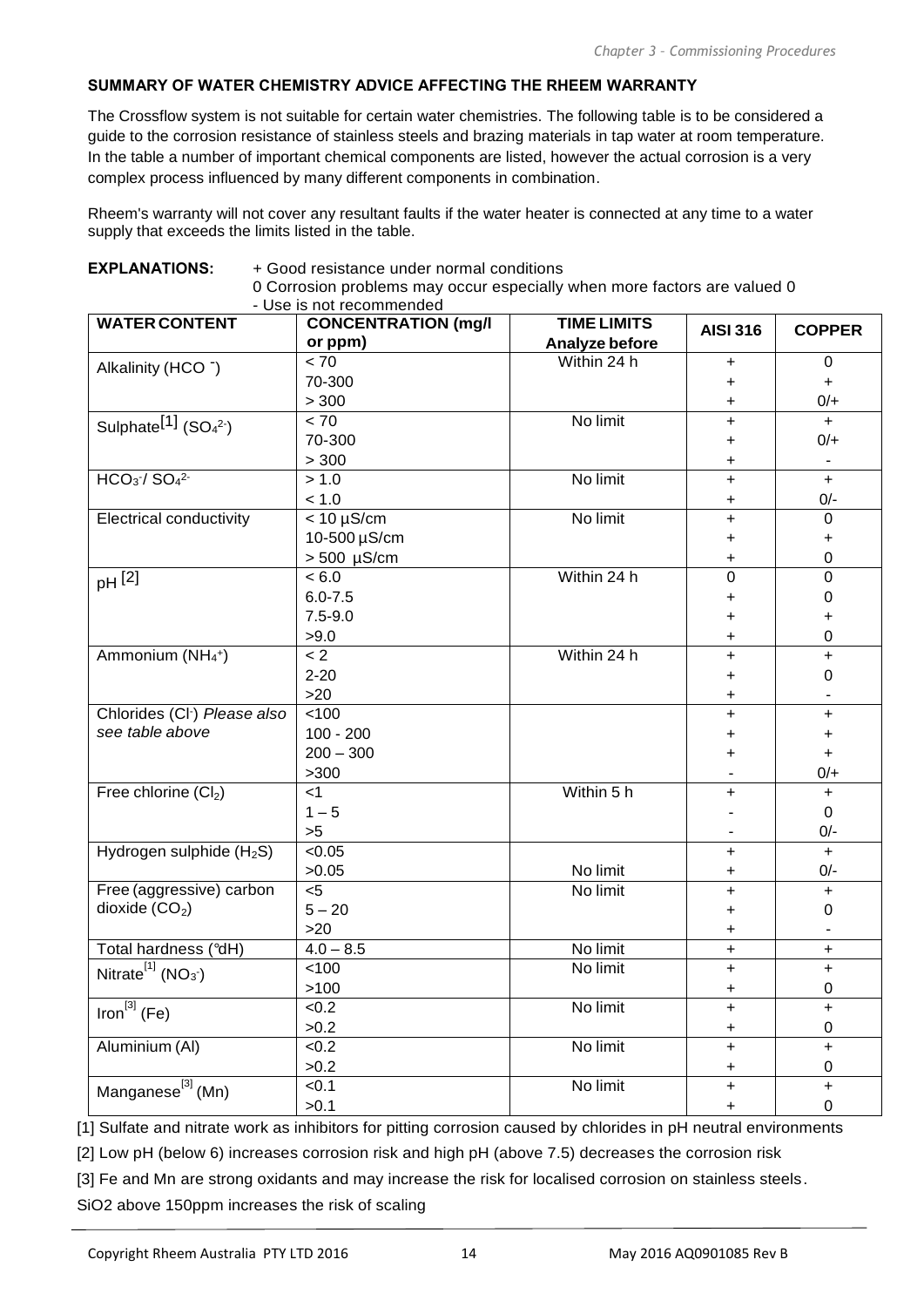## SUMMARY OF WATER CHEMISTRY ADVICE AFFECTING THE RHEEM WARRANTY

The Crossflow system is not suitable for certain water chemistries. The following table is to be considered a guide to the corrosion resistance of stainless steels and brazing materials in tap water at room temperature. In the table a number of important chemical components are listed, however the actual corrosion is a very complex process influenced by many different components in combination.

Rheem's warranty will not cover any resultant faults if the water heater is connected at any time to a water supply that exceeds the limits listed in the table.

**EXPLANATIONS:**
+ Good resistance under normal conditions
0 Corrosion problems may occur especially when more factors are valued 0
- Use is not recommended

| WATER CONTENT | CONCENTRATION (mg/l or ppm) | TIME LIMITS Analyze before | AISI 316 | COPPER |
|---|---|---|---|---|
| Alkalinity ($HCO_3^-$) | < 70 | Within 24 h | + | 0 |
| | 70-300 | | + | + |
| | > 300 | | + | 0/+ |
| Sulphate[1] ($SO_4^{2-}$) | < 70 | No limit | + | + |
| | 70-300 | | + | 0/+ |
| | > 300 | | + | - |
| $HCO_3^-$/ $SO_4^{2-}$ | > 1.0 | No limit | + | + |
| | < 1.0 | | + | 0/- |
| Electrical conductivity | < 10 µS/cm | No limit | + | 0 |
| | 10-500 µS/cm | | + | + |
| | > 500 µS/cm | | + | 0 |
| pH [2] | < 6.0 | Within 24 h | 0 | 0 |
| | 6.0-7.5 | | + | 0 |
| | 7.5-9.0 | | + | + |
| | >9.0 | | + | 0 |
| Ammonium ($NH_4^+$) | < 2 | Within 24 h | + | + |
| | 2-20 | | + | 0 |
| | >20 | | + | - |
| Chlorides ($Cl^-$) *Please also see table above* | <100 | | + | + |
| | 100 - 200 | | + | + |
| | 200 – 300 | | + | + |
| | >300 | | - | 0/+ |
| Free chlorine ($Cl_2$) | <1 | Within 5 h | + | + |
| | 1 – 5 | | - | 0 |
| | >5 | | - | 0/- |
| Hydrogen sulphide ($H_2S$) | <0.05 | | + | + |
| | >0.05 | No limit | + | 0/- |
| Free (aggressive) carbon dioxide ($CO_2$) | <5 | No limit | + | + |
| | 5 – 20 | | + | 0 |
| | >20 | | + | - |
| Total hardness (°dH) | 4.0 – 8.5 | No limit | + | + |
| Nitrate[1] ($NO_3^-$) | <100 | No limit | + | + |
| | >100 | | + | 0 |
| Iron[3] (Fe) | <0.2 | No limit | + | + |
| | >0.2 | | + | 0 |
| Aluminium (Al) | <0.2 | No limit | + | + |
| | >0.2 | | + | 0 |
| Manganese[3] (Mn) | <0.1 | No limit | + | + |
| | >0.1 | | + | 0 |

[1] Sulfate and nitrate work as inhibitors for pitting corrosion caused by chlorides in pH neutral environments

[2] Low pH (below 6) increases corrosion risk and high pH (above 7.5) decreases the corrosion risk

[3] Fe and Mn are strong oxidants and may increase the risk for localised corrosion on stainless steels.

$SiO_2$ above 150ppm increases the risk of scaling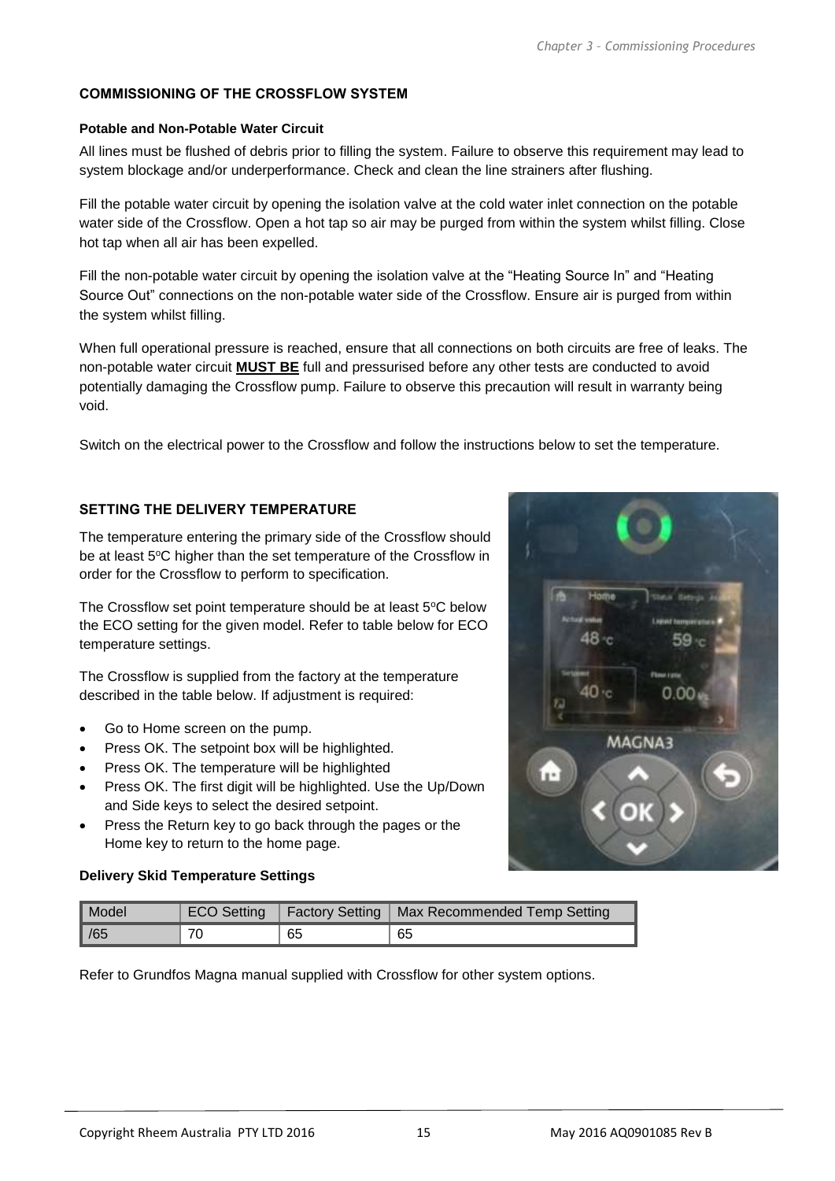## COMMISSIONING OF THE CROSSFLOW SYSTEM

### Potable and Non-Potable Water Circuit

All lines must be flushed of debris prior to filling the system. Failure to observe this requirement may lead to system blockage and/or underperformance. Check and clean the line strainers after flushing.

Fill the potable water circuit by opening the isolation valve at the cold water inlet connection on the potable water side of the Crossflow. Open a hot tap so air may be purged from within the system whilst filling. Close hot tap when all air has been expelled.

Fill the non-potable water circuit by opening the isolation valve at the "Heating Source In" and "Heating Source Out" connections on the non-potable water side of the Crossflow. Ensure air is purged from within the system whilst filling.

When full operational pressure is reached, ensure that all connections on both circuits are free of leaks. The non-potable water circuit **MUST BE** full and pressurised before any other tests are conducted to avoid potentially damaging the Crossflow pump. Failure to observe this precaution will result in warranty being void.

Switch on the electrical power to the Crossflow and follow the instructions below to set the temperature.

## SETTING THE DELIVERY TEMPERATURE

The temperature entering the primary side of the Crossflow should be at least 5°C higher than the set temperature of the Crossflow in order for the Crossflow to perform to specification.

The Crossflow set point temperature should be at least 5°C below the ECO setting for the given model. Refer to table below for ECO temperature settings.

The Crossflow is supplied from the factory at the temperature described in the table below. If adjustment is required:

- Go to Home screen on the pump.
- Press OK. The setpoint box will be highlighted.
- Press OK. The temperature will be highlighted
- Press OK. The first digit will be highlighted. Use the Up/Down and Side keys to select the desired setpoint.
- Press the Return key to go back through the pages or the Home key to return to the home page.

### Delivery Skid Temperature Settings

| Model | ECO Setting | Factory Setting | Max Recommended Temp Setting |
|---|---|---|---|
| /65 | 70 | 65 | 65 |

Refer to Grundfos Magna manual supplied with Crossflow for other system options.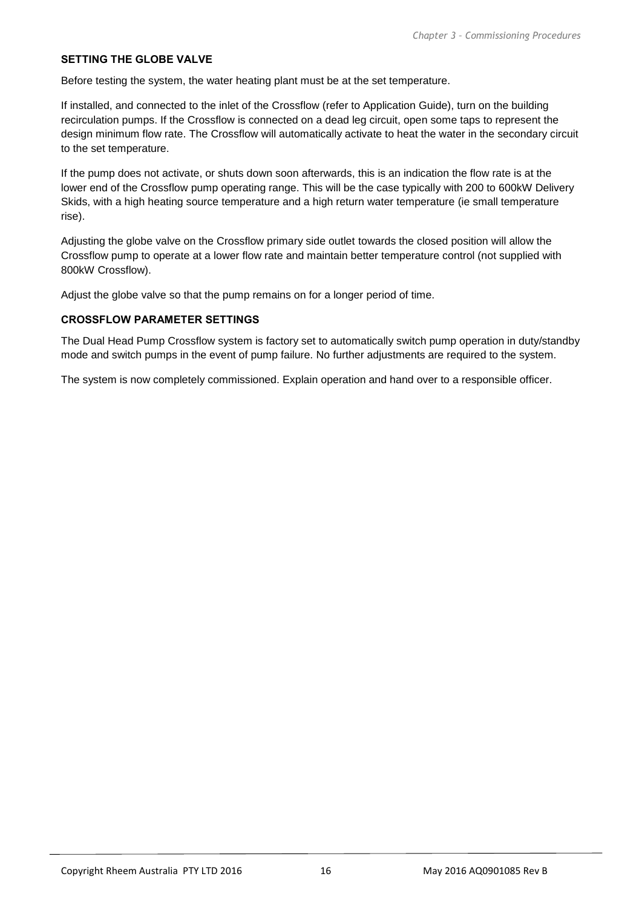## SETTING THE GLOBE VALVE

Before testing the system, the water heating plant must be at the set temperature.

If installed, and connected to the inlet of the Crossflow (refer to Application Guide), turn on the building recirculation pumps. If the Crossflow is connected on a dead leg circuit, open some taps to represent the design minimum flow rate. The Crossflow will automatically activate to heat the water in the secondary circuit to the set temperature.

If the pump does not activate, or shuts down soon afterwards, this is an indication the flow rate is at the lower end of the Crossflow pump operating range. This will be the case typically with 200 to 600kW Delivery Skids, with a high heating source temperature and a high return water temperature (ie small temperature rise).

Adjusting the globe valve on the Crossflow primary side outlet towards the closed position will allow the Crossflow pump to operate at a lower flow rate and maintain better temperature control (not supplied with 800kW Crossflow).

Adjust the globe valve so that the pump remains on for a longer period of time.

## CROSSFLOW PARAMETER SETTINGS

The Dual Head Pump Crossflow system is factory set to automatically switch pump operation in duty/standby mode and switch pumps in the event of pump failure. No further adjustments are required to the system.

The system is now completely commissioned. Explain operation and hand over to a responsible officer.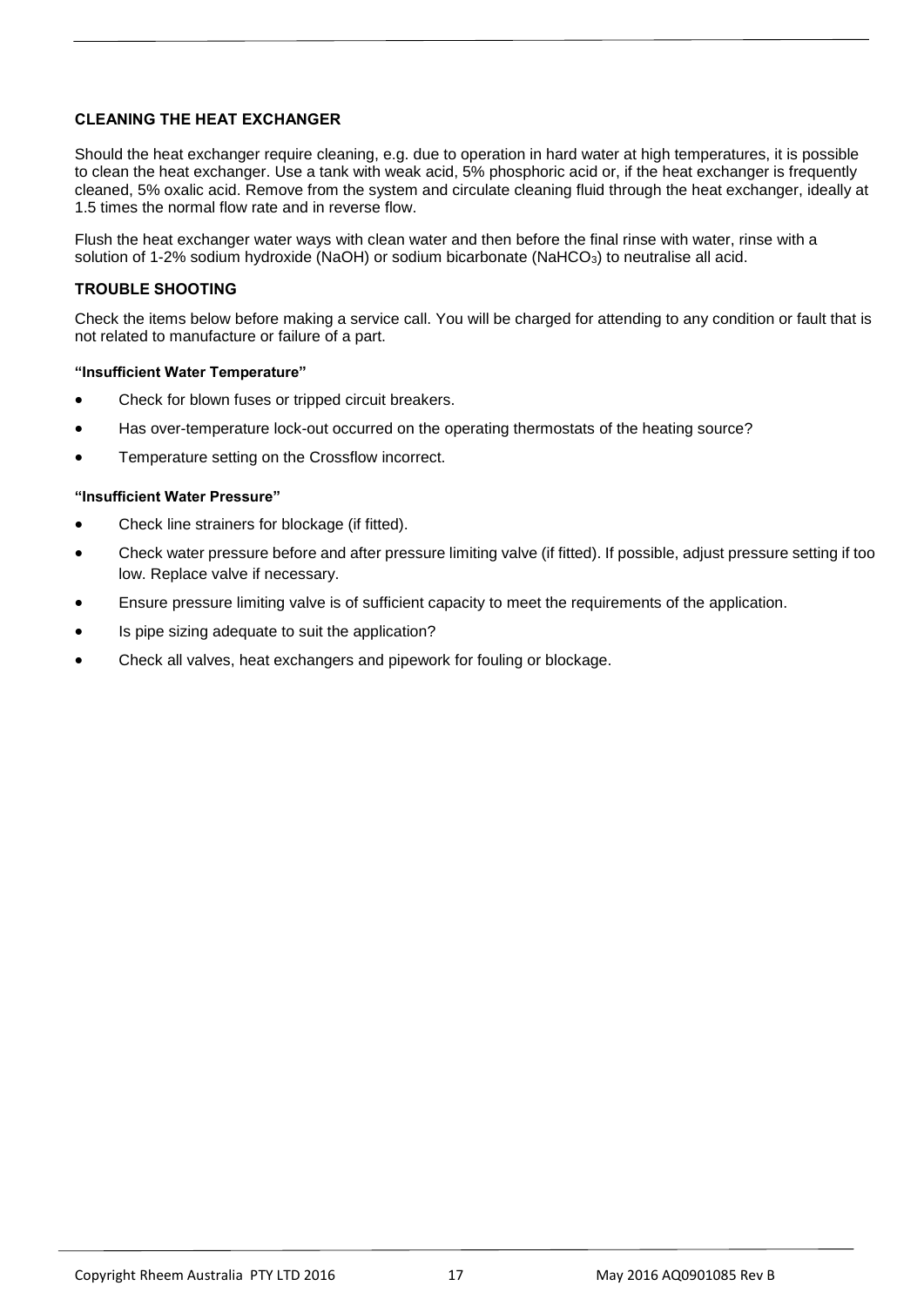## CLEANING THE HEAT EXCHANGER

Should the heat exchanger require cleaning, e.g. due to operation in hard water at high temperatures, it is possible to clean the heat exchanger. Use a tank with weak acid, 5% phosphoric acid or, if the heat exchanger is frequently cleaned, 5% oxalic acid. Remove from the system and circulate cleaning fluid through the heat exchanger, ideally at 1.5 times the normal flow rate and in reverse flow.

Flush the heat exchanger water ways with clean water and then before the final rinse with water, rinse with a solution of 1-2% sodium hydroxide ($NaOH$) or sodium bicarbonate ($NaHCO_3$) to neutralise all acid.

## TROUBLE SHOOTING

Check the items below before making a service call. You will be charged for attending to any condition or fault that is not related to manufacture or failure of a part.

### "Insufficient Water Temperature"

- Check for blown fuses or tripped circuit breakers.
- Has over-temperature lock-out occurred on the operating thermostats of the heating source?
- Temperature setting on the Crossflow incorrect.

### "Insufficient Water Pressure"

- Check line strainers for blockage (if fitted).
- Check water pressure before and after pressure limiting valve (if fitted). If possible, adjust pressure setting if too low. Replace valve if necessary.
- Ensure pressure limiting valve is of sufficient capacity to meet the requirements of the application.
- Is pipe sizing adequate to suit the application?
- Check all valves, heat exchangers and pipework for fouling or blockage.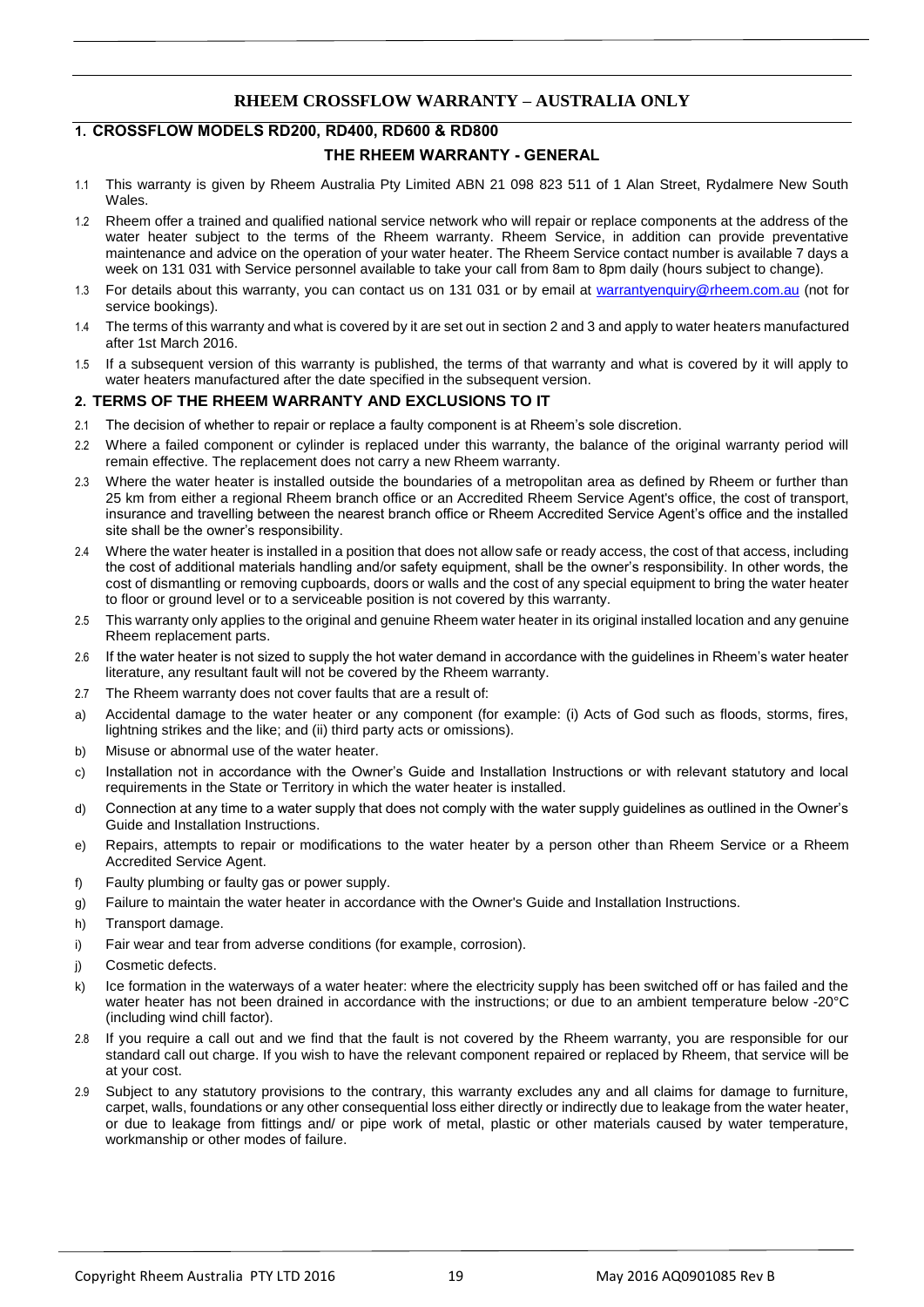# RHEEM CROSSFLOW WARRANTY – AUSTRALIA ONLY

## 1. CROSSFLOW MODELS RD200, RD400, RD600 & RD800

### THE RHEEM WARRANTY - GENERAL

1.1 This warranty is given by Rheem Australia Pty Limited ABN 21 098 823 511 of 1 Alan Street, Rydalmere New South Wales.

1.2 Rheem offer a trained and qualified national service network who will repair or replace components at the address of the water heater subject to the terms of the Rheem warranty. Rheem Service, in addition can provide preventative maintenance and advice on the operation of your water heater. The Rheem Service contact number is available 7 days a week on 131 031 with Service personnel available to take your call from 8am to 8pm daily (hours subject to change).

1.3 For details about this warranty, you can contact us on 131 031 or by email at warrantyenquiry@rheem.com.au (not for service bookings).

1.4 The terms of this warranty and what is covered by it are set out in section 2 and 3 and apply to water heaters manufactured after 1st March 2016.

1.5 If a subsequent version of this warranty is published, the terms of that warranty and what is covered by it will apply to water heaters manufactured after the date specified in the subsequent version.

## 2. TERMS OF THE RHEEM WARRANTY AND EXCLUSIONS TO IT

2.1 The decision of whether to repair or replace a faulty component is at Rheem's sole discretion.

2.2 Where a failed component or cylinder is replaced under this warranty, the balance of the original warranty period will remain effective. The replacement does not carry a new Rheem warranty.

2.3 Where the water heater is installed outside the boundaries of a metropolitan area as defined by Rheem or further than 25 km from either a regional Rheem branch office or an Accredited Rheem Service Agent's office, the cost of transport, insurance and travelling between the nearest branch office or Rheem Accredited Service Agent's office and the installed site shall be the owner's responsibility.

2.4 Where the water heater is installed in a position that does not allow safe or ready access, the cost of that access, including the cost of additional materials handling and/or safety equipment, shall be the owner's responsibility. In other words, the cost of dismantling or removing cupboards, doors or walls and the cost of any special equipment to bring the water heater to floor or ground level or to a serviceable position is not covered by this warranty.

2.5 This warranty only applies to the original and genuine Rheem water heater in its original installed location and any genuine Rheem replacement parts.

2.6 If the water heater is not sized to supply the hot water demand in accordance with the guidelines in Rheem's water heater literature, any resultant fault will not be covered by the Rheem warranty.

2.7 The Rheem warranty does not cover faults that are a result of:

a) Accidental damage to the water heater or any component (for example: (i) Acts of God such as floods, storms, fires, lightning strikes and the like; and (ii) third party acts or omissions).

b) Misuse or abnormal use of the water heater.

c) Installation not in accordance with the Owner's Guide and Installation Instructions or with relevant statutory and local requirements in the State or Territory in which the water heater is installed.

d) Connection at any time to a water supply that does not comply with the water supply guidelines as outlined in the Owner's Guide and Installation Instructions.

e) Repairs, attempts to repair or modifications to the water heater by a person other than Rheem Service or a Rheem Accredited Service Agent.

f) Faulty plumbing or faulty gas or power supply.

g) Failure to maintain the water heater in accordance with the Owner's Guide and Installation Instructions.

h) Transport damage.

i) Fair wear and tear from adverse conditions (for example, corrosion).

j) Cosmetic defects.

k) Ice formation in the waterways of a water heater: where the electricity supply has been switched off or has failed and the water heater has not been drained in accordance with the instructions; or due to an ambient temperature below -20°C (including wind chill factor).

2.8 If you require a call out and we find that the fault is not covered by the Rheem warranty, you are responsible for our standard call out charge. If you wish to have the relevant component repaired or replaced by Rheem, that service will be at your cost.

2.9 Subject to any statutory provisions to the contrary, this warranty excludes any and all claims for damage to furniture, carpet, walls, foundations or any other consequential loss either directly or indirectly due to leakage from the water heater, or due to leakage from fittings and/ or pipe work of metal, plastic or other materials caused by water temperature, workmanship or other modes of failure.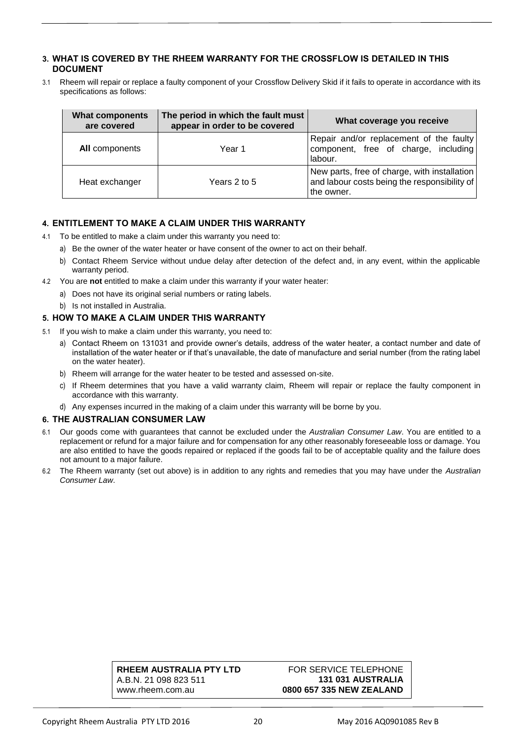## 3. WHAT IS COVERED BY THE RHEEM WARRANTY FOR THE CROSSFLOW IS DETAILED IN THIS DOCUMENT

3.1 Rheem will repair or replace a faulty component of your Crossflow Delivery Skid if it fails to operate in accordance with its specifications as follows:

| What components are covered | The period in which the fault must appear in order to be covered | What coverage you receive |
|---|---|---|
| **All** components | Year 1 | Repair and/or replacement of the faulty component, free of charge, including labour. |
| Heat exchanger | Years 2 to 5 | New parts, free of charge, with installation and labour costs being the responsibility of the owner. |

## 4. ENTITLEMENT TO MAKE A CLAIM UNDER THIS WARRANTY

4.1 To be entitled to make a claim under this warranty you need to:

a) Be the owner of the water heater or have consent of the owner to act on their behalf.

b) Contact Rheem Service without undue delay after detection of the defect and, in any event, within the applicable warranty period.

4.2 You are **not** entitled to make a claim under this warranty if your water heater:

a) Does not have its original serial numbers or rating labels.

b) Is not installed in Australia.

## 5. HOW TO MAKE A CLAIM UNDER THIS WARRANTY

5.1 If you wish to make a claim under this warranty, you need to:

a) Contact Rheem on 131031 and provide owner's details, address of the water heater, a contact number and date of installation of the water heater or if that's unavailable, the date of manufacture and serial number (from the rating label on the water heater).

b) Rheem will arrange for the water heater to be tested and assessed on-site.

c) If Rheem determines that you have a valid warranty claim, Rheem will repair or replace the faulty component in accordance with this warranty.

d) Any expenses incurred in the making of a claim under this warranty will be borne by you.

## 6. THE AUSTRALIAN CONSUMER LAW

6.1 Our goods come with guarantees that cannot be excluded under the *Australian Consumer Law*. You are entitled to a replacement or refund for a major failure and for compensation for any other reasonably foreseeable loss or damage. You are also entitled to have the goods repaired or replaced if the goods fail to be of acceptable quality and the failure does not amount to a major failure.

6.2 The Rheem warranty (set out above) is in addition to any rights and remedies that you may have under the *Australian Consumer Law*.

| | |
|---|---|
| **RHEEM AUSTRALIA PTY LTD** | FOR SERVICE TELEPHONE |
| A.B.N. 21 098 823 511 | **131 031 AUSTRALIA** |
| www.rheem.com.au | **0800 657 335 NEW ZEALAND** |

Copyright Rheem Australia PTY LTD 2016

May 2016 AQ0901085 Rev B